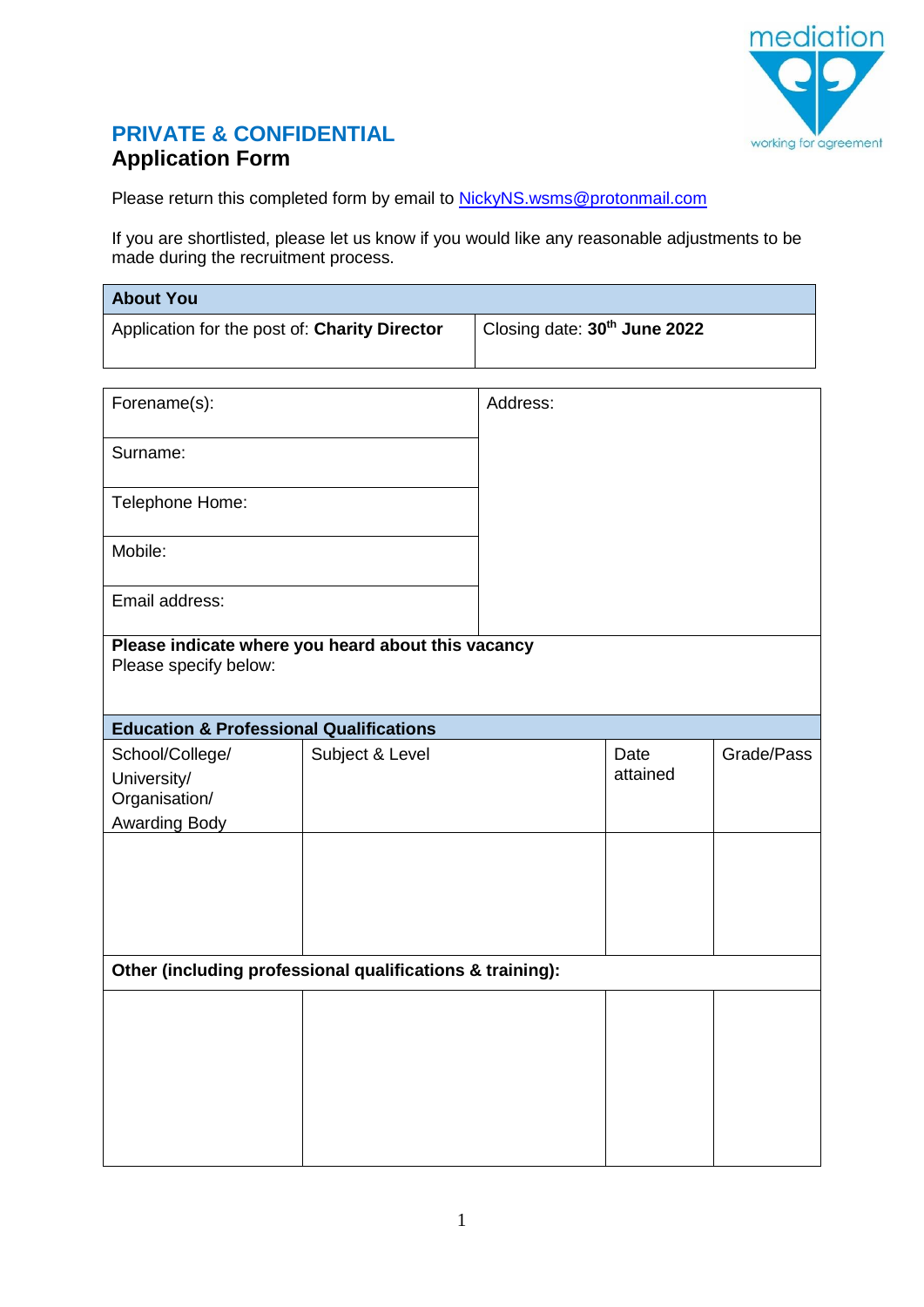mediation

working for agreement

## PRIVATE & CONFIDENTIAL

## Application Form

Please return this completed form by email to NickyNS.wsms@protonmail.com

If you are shortlisted, please let us know if you would like any reasonable adjustments to be made during the recruitment process.

| **About You** | |
|---|---|
| Application for the post of: **Charity Director** | Closing date: **30th June 2022** |

| | |
|---|---|
| Forename(s): | Address: |
| Surname: | |
| Telephone Home: | |
| Mobile: | |
| Email address: | |
| **Please indicate where you heard about this vacancy**<br>Please specify below: | |

| **Education & Professional Qualifications** | | | |
|---|---|---|---|
| School/College/ University/ Organisation/ Awarding Body | Subject & Level | Date attained | Grade/Pass |
| | | | |
| **Other (including professional qualifications & training):** | | | |
| | | | |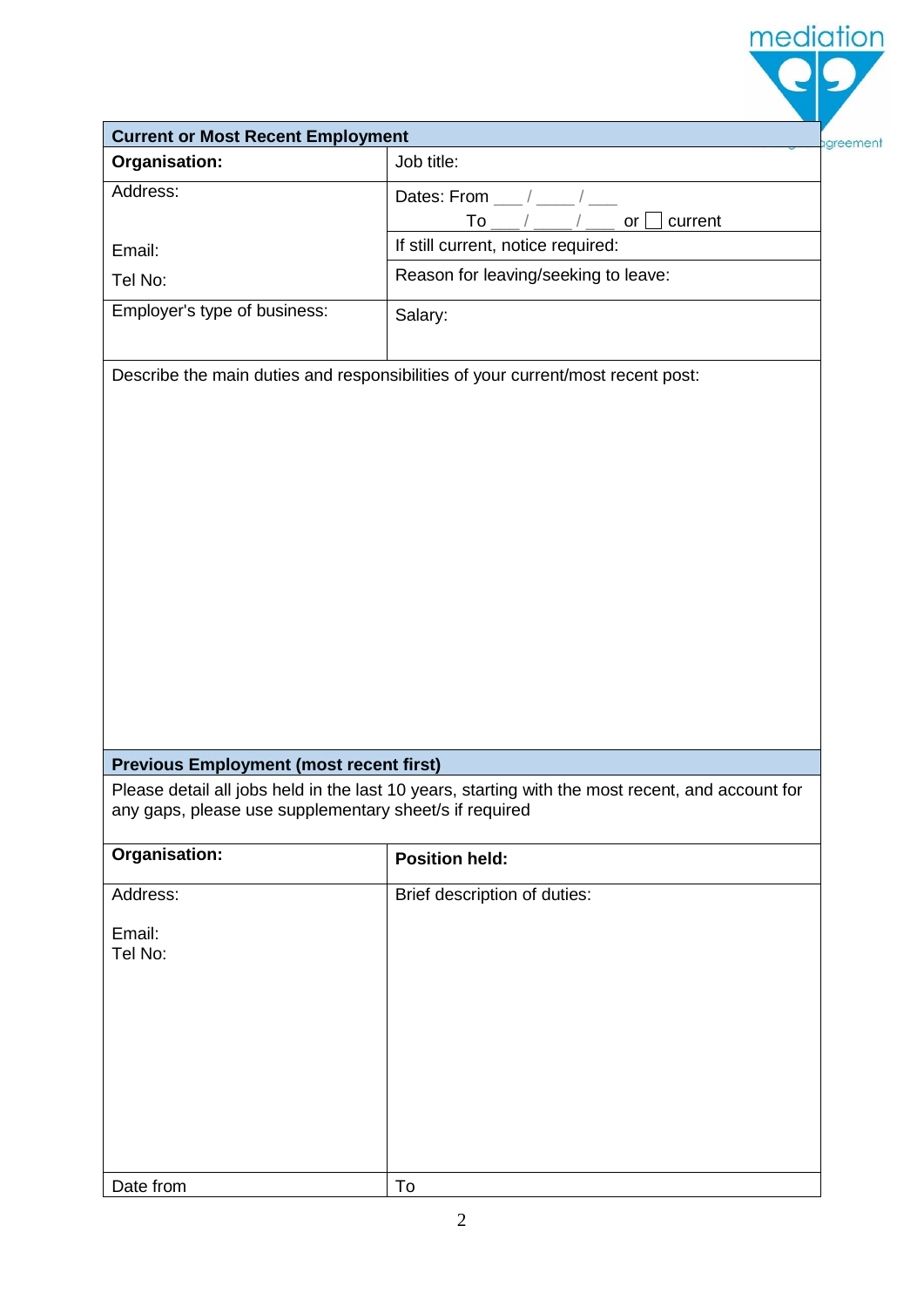| **Current or Most Recent Employment** | |
|---|---|
| **Organisation:** | Job title: |
| Address:<br><br>Email:<br>Tel No: | Dates: From ___ / ____ / ___<br>To ___ / ____ / ___ or ☐ current<br>If still current, notice required:<br>Reason for leaving/seeking to leave: |
| Employer's type of business: | Salary: |
| Describe the main duties and responsibilities of your current/most recent post: | |

| **Previous Employment (most recent first)** | |
|---|---|
| Please detail all jobs held in the last 10 years, starting with the most recent, and account for any gaps, please use supplementary sheet/s if required | |
| **Organisation:** | **Position held:** |
| Address:<br><br>Email:<br>Tel No: | Brief description of duties: |
| Date from | To |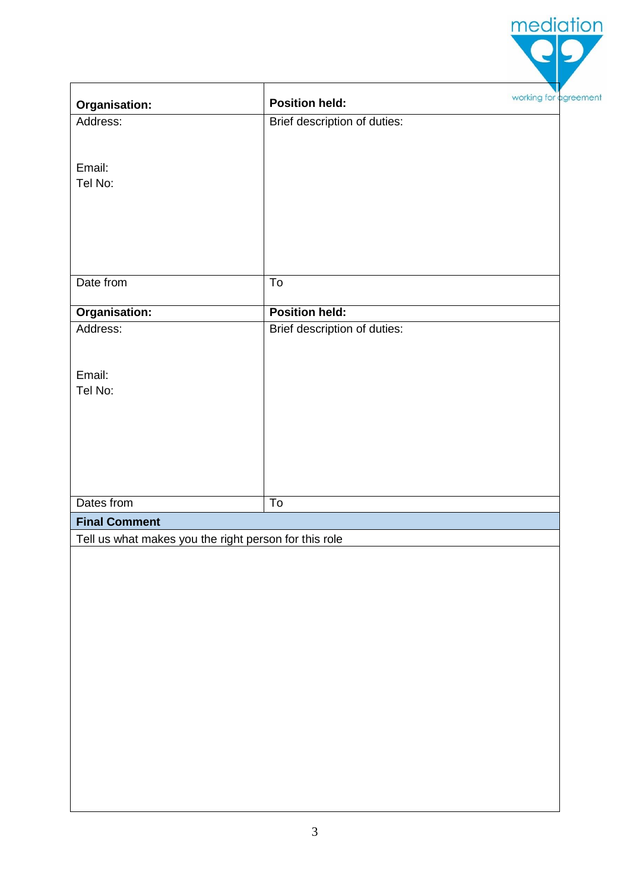mediation

working for agreement

| **Organisation:** | **Position held:** |
| --- | --- |
| Address:<br><br>Email:<br>Tel No: | Brief description of duties: |
| Date from | To |
| **Organisation:** | **Position held:** |
| Address:<br><br>Email:<br>Tel No: | Brief description of duties: |
| Dates from | To |

| **Final Comment** |
| --- |
| Tell us what makes you the right person for this role |
| |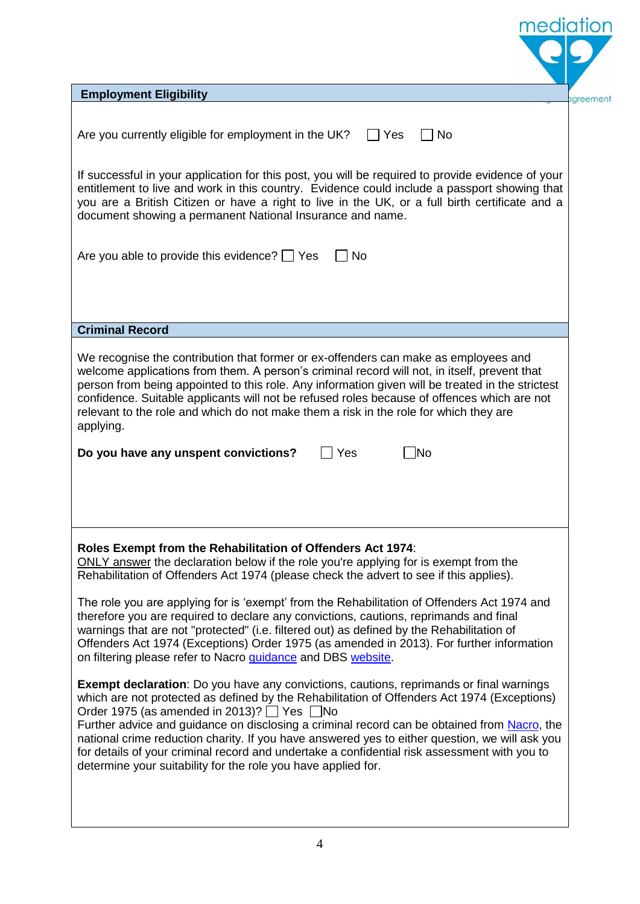## Employment Eligibility

Are you currently eligible for employment in the UK? ☐ Yes ☐ No

If successful in your application for this post, you will be required to provide evidence of your entitlement to live and work in this country. Evidence could include a passport showing that you are a British Citizen or have a right to live in the UK, or a full birth certificate and a document showing a permanent National Insurance and name.

Are you able to provide this evidence? ☐ Yes ☐ No

## Criminal Record

We recognise the contribution that former or ex-offenders can make as employees and welcome applications from them. A person's criminal record will not, in itself, prevent that person from being appointed to this role. Any information given will be treated in the strictest confidence. Suitable applicants will not be refused roles because of offences which are not relevant to the role and which do not make them a risk in the role for which they are applying.

**Do you have any unspent convictions?** ☐ Yes ☐ No

**Roles Exempt from the Rehabilitation of Offenders Act 1974**:
ONLY answer the declaration below if the role you're applying for is exempt from the Rehabilitation of Offenders Act 1974 (please check the advert to see if this applies).

The role you are applying for is 'exempt' from the Rehabilitation of Offenders Act 1974 and therefore you are required to declare any convictions, cautions, reprimands and final warnings that are not "protected" (i.e. filtered out) as defined by the Rehabilitation of Offenders Act 1974 (Exceptions) Order 1975 (as amended in 2013). For further information on filtering please refer to Nacro guidance and DBS website.

**Exempt declaration**: Do you have any convictions, cautions, reprimands or final warnings which are not protected as defined by the Rehabilitation of Offenders Act 1974 (Exceptions) Order 1975 (as amended in 2013)? ☐ Yes ☐ No
Further advice and guidance on disclosing a criminal record can be obtained from Nacro, the national crime reduction charity. If you have answered yes to either question, we will ask you for details of your criminal record and undertake a confidential risk assessment with you to determine your suitability for the role you have applied for.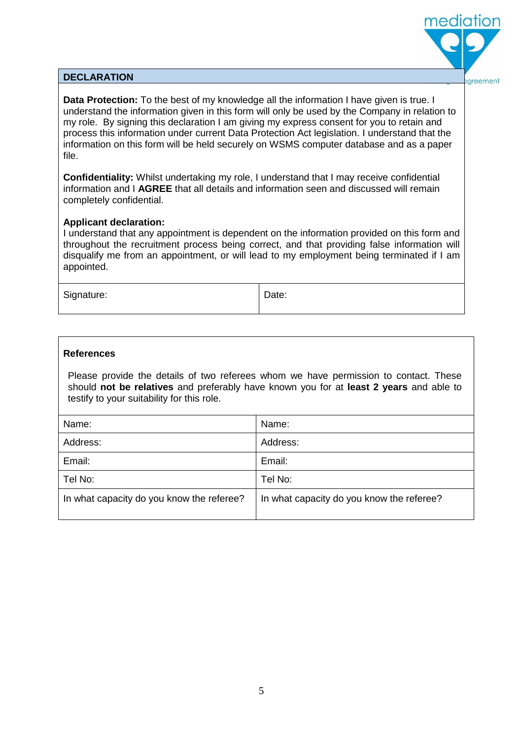## DECLARATION

**Data Protection:** To the best of my knowledge all the information I have given is true. I understand the information given in this form will only be used by the Company in relation to my role. By signing this declaration I am giving my express consent for you to retain and process this information under current Data Protection Act legislation. I understand that the information on this form will be held securely on WSMS computer database and as a paper file.

**Confidentiality:** Whilst undertaking my role, I understand that I may receive confidential information and I **AGREE** that all details and information seen and discussed will remain completely confidential.

**Applicant declaration:**
I understand that any appointment is dependent on the information provided on this form and throughout the recruitment process being correct, and that providing false information will disqualify me from an appointment, or will lead to my employment being terminated if I am appointed.

| | |
|---|---|
| Signature: | Date: |

**References**

Please provide the details of two referees whom we have permission to contact. These should **not be relatives** and preferably have known you for at **least 2 years** and able to testify to your suitability for this role.

| | |
|---|---|
| Name: | Name: |
| Address: | Address: |
| Email: | Email: |
| Tel No: | Tel No: |
| In what capacity do you know the referee? | In what capacity do you know the referee? |